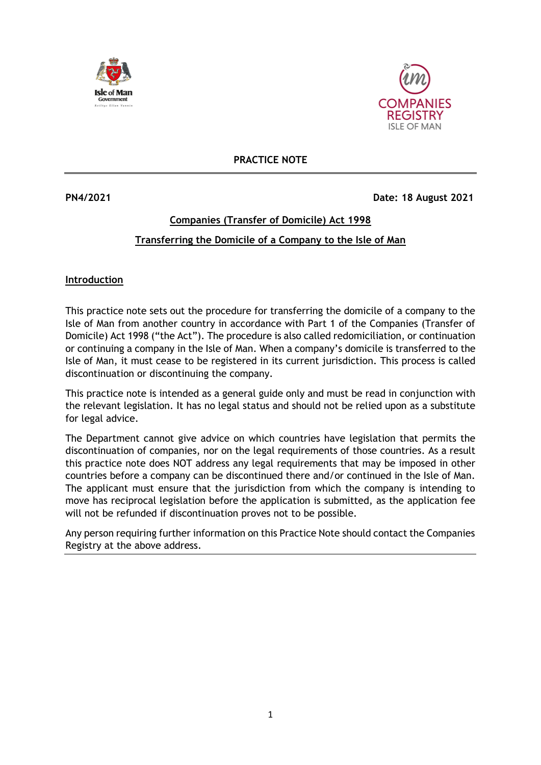**PRACTICE NOTE**

---

**PN4/2021** **Date: 18 August 2021**

## Companies (Transfer of Domicile) Act 1998

## Transferring the Domicile of a Company to the Isle of Man

### Introduction

This practice note sets out the procedure for transferring the domicile of a company to the Isle of Man from another country in accordance with Part 1 of the Companies (Transfer of Domicile) Act 1998 ("the Act"). The procedure is also called redomiciliation, or continuation or continuing a company in the Isle of Man. When a company's domicile is transferred to the Isle of Man, it must cease to be registered in its current jurisdiction. This process is called discontinuation or discontinuing the company.

This practice note is intended as a general guide only and must be read in conjunction with the relevant legislation. It has no legal status and should not be relied upon as a substitute for legal advice.

The Department cannot give advice on which countries have legislation that permits the discontinuation of companies, nor on the legal requirements of those countries. As a result this practice note does NOT address any legal requirements that may be imposed in other countries before a company can be discontinued there and/or continued in the Isle of Man. The applicant must ensure that the jurisdiction from which the company is intending to move has reciprocal legislation before the application is submitted, as the application fee will not be refunded if discontinuation proves not to be possible.

Any person requiring further information on this Practice Note should contact the Companies Registry at the above address.

---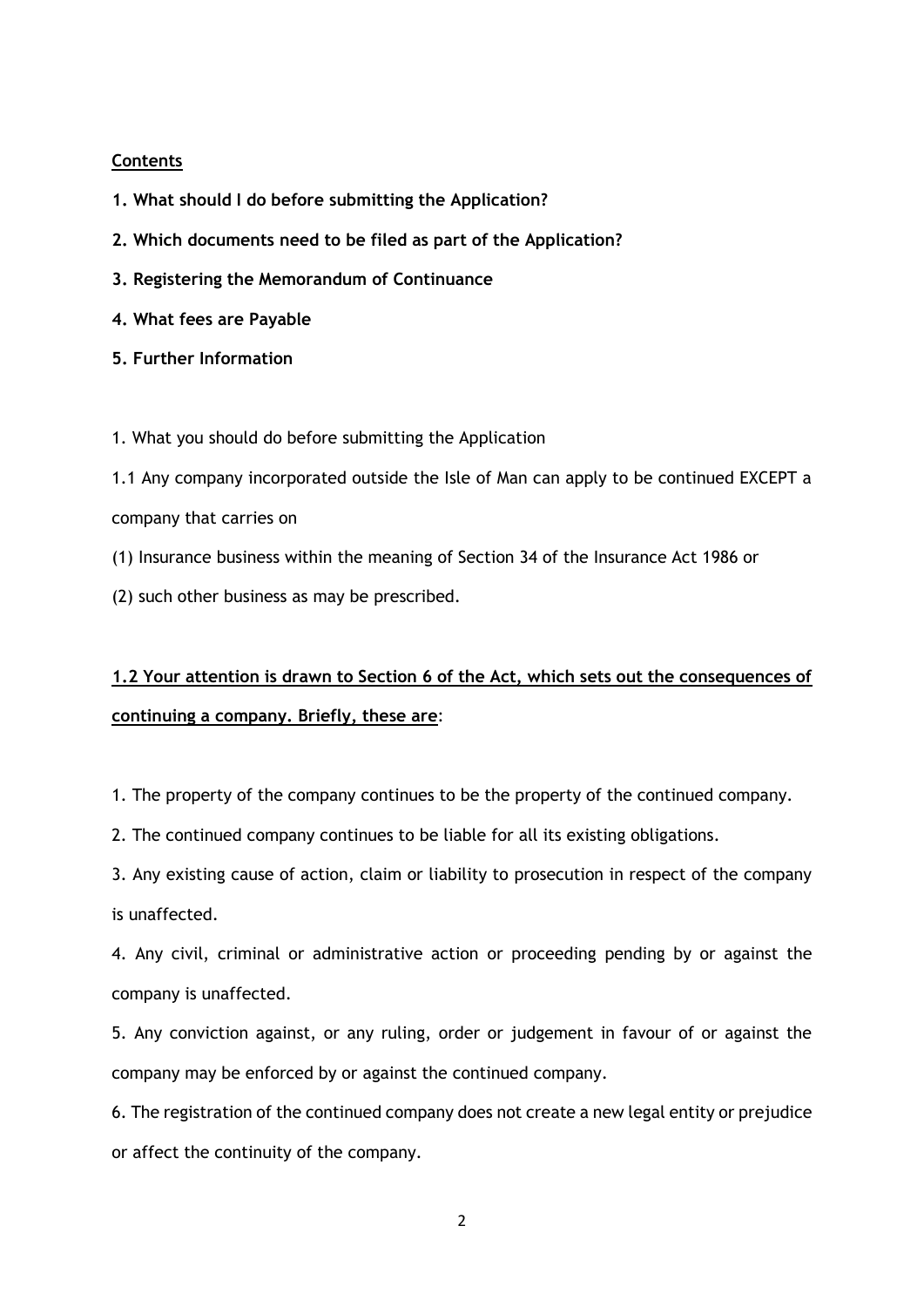**Contents**

**1. What should I do before submitting the Application?**

**2. Which documents need to be filed as part of the Application?**

**3. Registering the Memorandum of Continuance**

**4. What fees are Payable**

**5. Further Information**

1. What you should do before submitting the Application

1.1 Any company incorporated outside the Isle of Man can apply to be continued EXCEPT a company that carries on

(1) Insurance business within the meaning of Section 34 of the Insurance Act 1986 or

(2) such other business as may be prescribed.

**1.2 Your attention is drawn to Section 6 of the Act, which sets out the consequences of continuing a company. Briefly, these are**:

1. The property of the company continues to be the property of the continued company.
2. The continued company continues to be liable for all its existing obligations.
3. Any existing cause of action, claim or liability to prosecution in respect of the company is unaffected.
4. Any civil, criminal or administrative action or proceeding pending by or against the company is unaffected.
5. Any conviction against, or any ruling, order or judgement in favour of or against the company may be enforced by or against the continued company.
6. The registration of the continued company does not create a new legal entity or prejudice or affect the continuity of the company.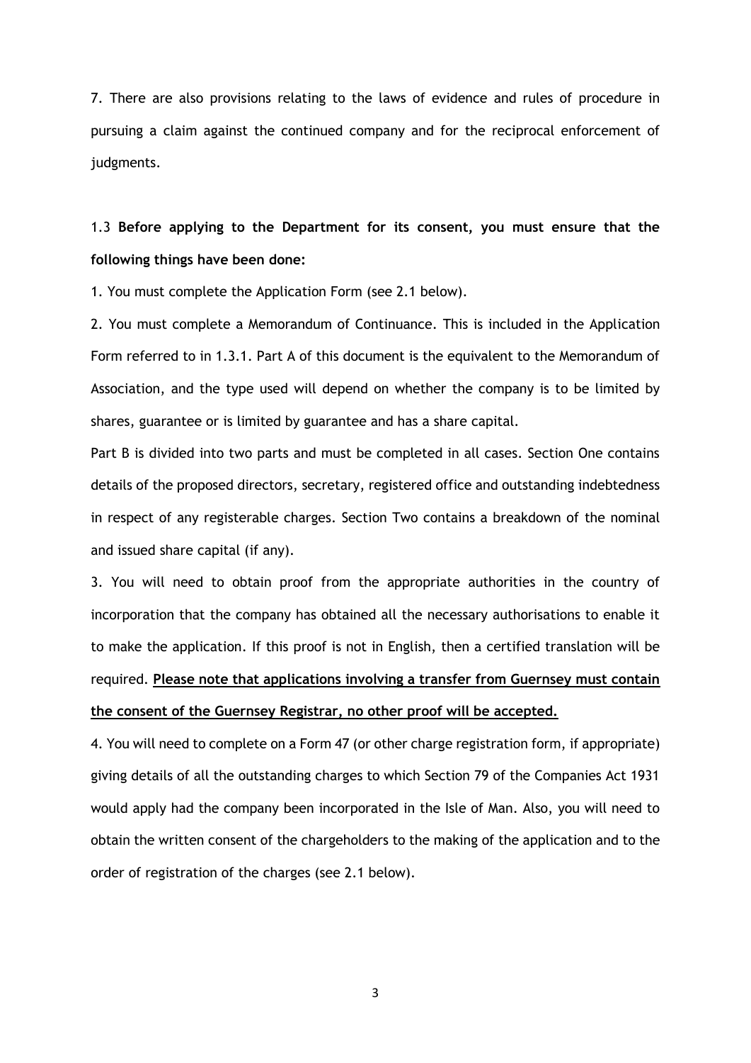7. There are also provisions relating to the laws of evidence and rules of procedure in pursuing a claim against the continued company and for the reciprocal enforcement of judgments.

1.3 **Before applying to the Department for its consent, you must ensure that the following things have been done:**

1. You must complete the Application Form (see 2.1 below).

2. You must complete a Memorandum of Continuance. This is included in the Application Form referred to in 1.3.1. Part A of this document is the equivalent to the Memorandum of Association, and the type used will depend on whether the company is to be limited by shares, guarantee or is limited by guarantee and has a share capital.

Part B is divided into two parts and must be completed in all cases. Section One contains details of the proposed directors, secretary, registered office and outstanding indebtedness in respect of any registerable charges. Section Two contains a breakdown of the nominal and issued share capital (if any).

3. You will need to obtain proof from the appropriate authorities in the country of incorporation that the company has obtained all the necessary authorisations to enable it to make the application. If this proof is not in English, then a certified translation will be required. **<u>Please note that applications involving a transfer from Guernsey must contain the consent of the Guernsey Registrar, no other proof will be accepted.</u>**

4. You will need to complete on a Form 47 (or other charge registration form, if appropriate) giving details of all the outstanding charges to which Section 79 of the Companies Act 1931 would apply had the company been incorporated in the Isle of Man. Also, you will need to obtain the written consent of the chargeholders to the making of the application and to the order of registration of the charges (see 2.1 below).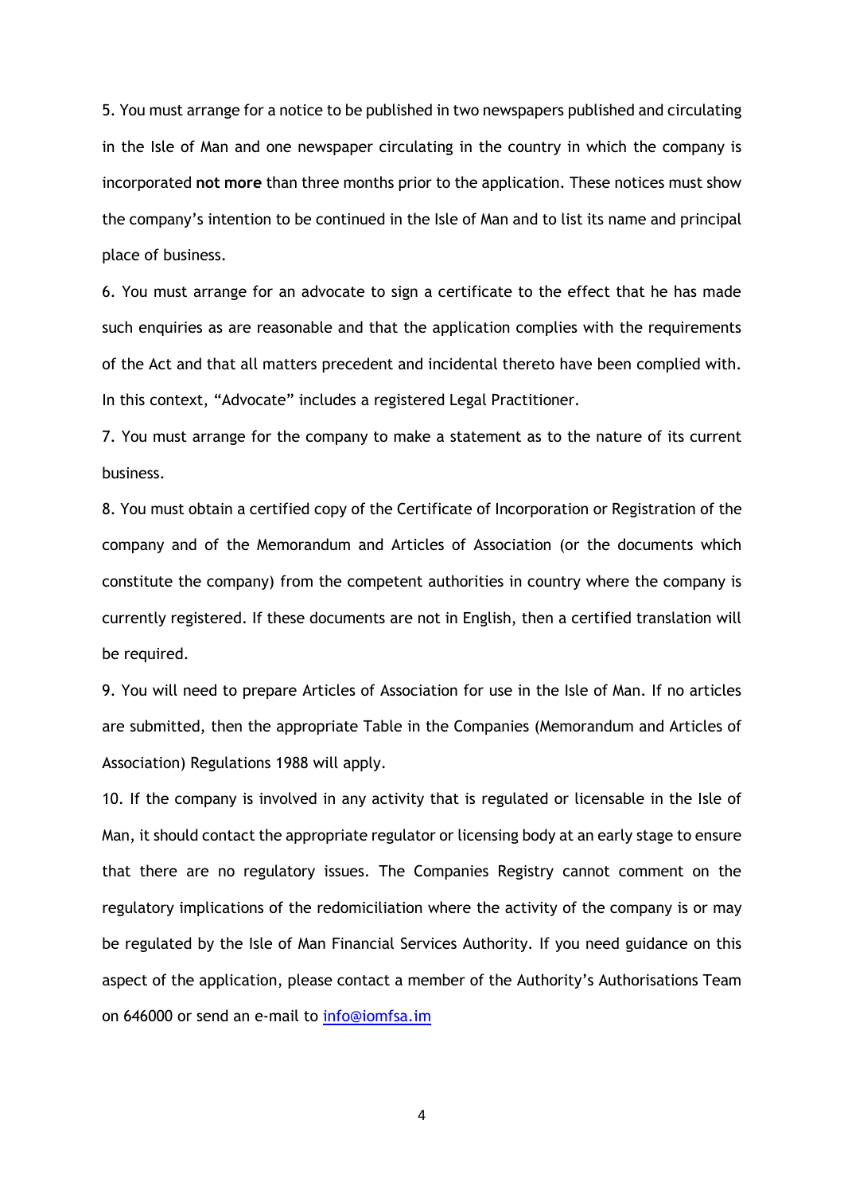5. You must arrange for a notice to be published in two newspapers published and circulating in the Isle of Man and one newspaper circulating in the country in which the company is incorporated **not more** than three months prior to the application. These notices must show the company's intention to be continued in the Isle of Man and to list its name and principal place of business.

6. You must arrange for an advocate to sign a certificate to the effect that he has made such enquiries as are reasonable and that the application complies with the requirements of the Act and that all matters precedent and incidental thereto have been complied with. In this context, "Advocate" includes a registered Legal Practitioner.

7. You must arrange for the company to make a statement as to the nature of its current business.

8. You must obtain a certified copy of the Certificate of Incorporation or Registration of the company and of the Memorandum and Articles of Association (or the documents which constitute the company) from the competent authorities in country where the company is currently registered. If these documents are not in English, then a certified translation will be required.

9. You will need to prepare Articles of Association for use in the Isle of Man. If no articles are submitted, then the appropriate Table in the Companies (Memorandum and Articles of Association) Regulations 1988 will apply.

10. If the company is involved in any activity that is regulated or licensable in the Isle of Man, it should contact the appropriate regulator or licensing body at an early stage to ensure that there are no regulatory issues. The Companies Registry cannot comment on the regulatory implications of the redomiciliation where the activity of the company is or may be regulated by the Isle of Man Financial Services Authority. If you need guidance on this aspect of the application, please contact a member of the Authority's Authorisations Team on 646000 or send an e-mail to [info@iomfsa.im](mailto:info@iomfsa.im)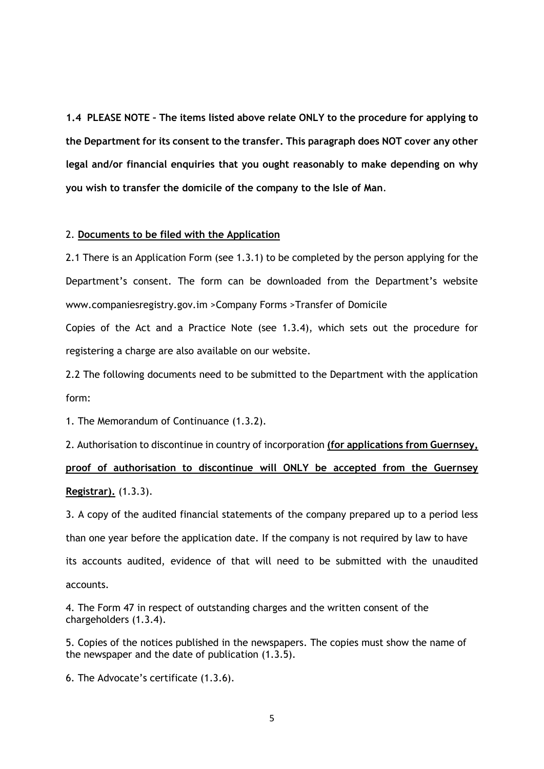**1.4 PLEASE NOTE – The items listed above relate ONLY to the procedure for applying to the Department for its consent to the transfer. This paragraph does NOT cover any other legal and/or financial enquiries that you ought reasonably to make depending on why you wish to transfer the domicile of the company to the Isle of Man**.

2. **Documents to be filed with the Application**

2.1 There is an Application Form (see 1.3.1) to be completed by the person applying for the Department's consent. The form can be downloaded from the Department's website www.companiesregistry.gov.im >Company Forms >Transfer of Domicile

Copies of the Act and a Practice Note (see 1.3.4), which sets out the procedure for registering a charge are also available on our website.

2.2 The following documents need to be submitted to the Department with the application form:

1. The Memorandum of Continuance (1.3.2).

2. Authorisation to discontinue in country of incorporation **(for applications from Guernsey, proof of authorisation to discontinue will ONLY be accepted from the Guernsey Registrar).** (1.3.3).

3. A copy of the audited financial statements of the company prepared up to a period less than one year before the application date. If the company is not required by law to have its accounts audited, evidence of that will need to be submitted with the unaudited accounts.

4. The Form 47 in respect of outstanding charges and the written consent of the chargeholders (1.3.4).

5. Copies of the notices published in the newspapers. The copies must show the name of the newspaper and the date of publication (1.3.5).

6. The Advocate's certificate (1.3.6).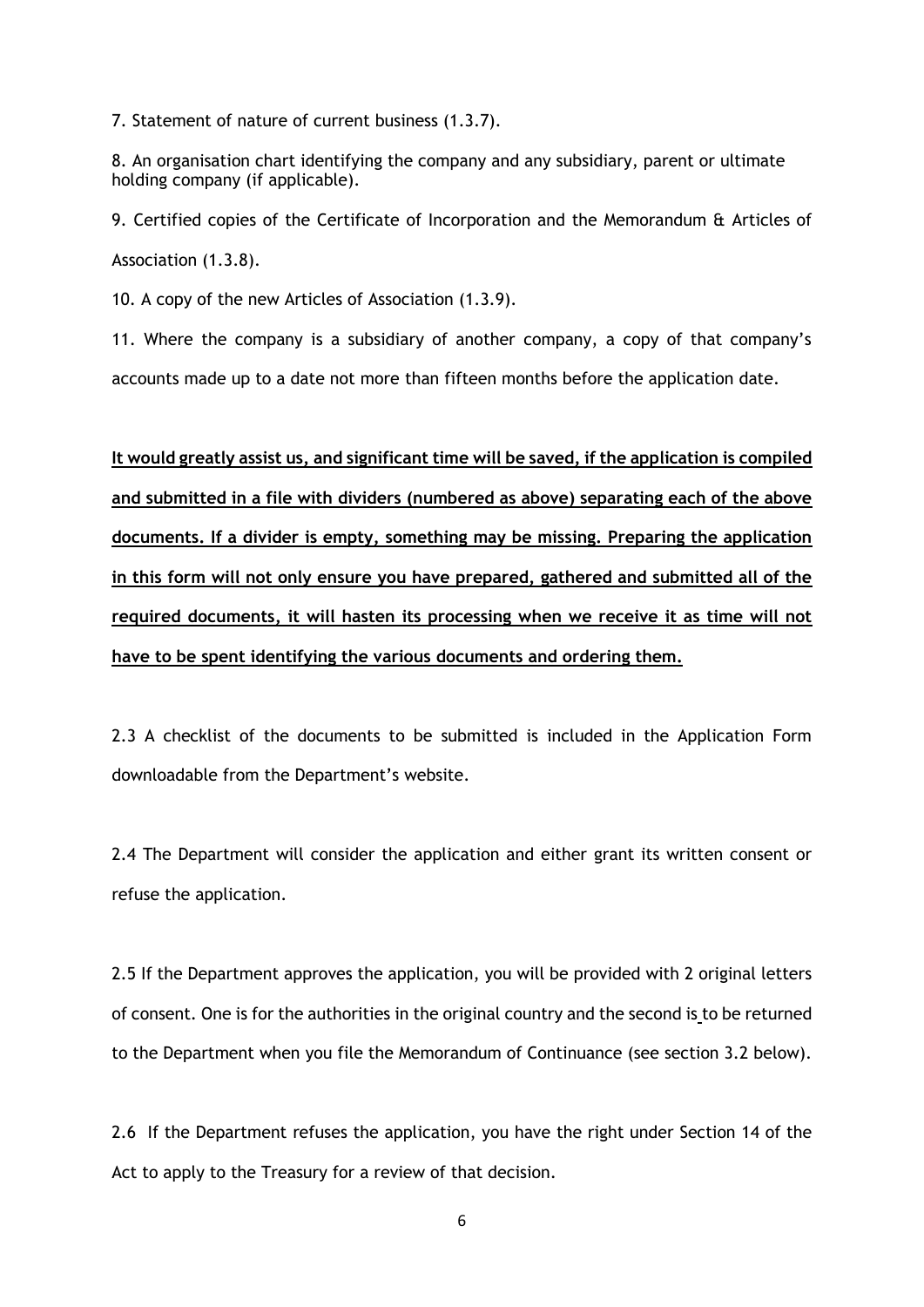7. Statement of nature of current business (1.3.7).

8. An organisation chart identifying the company and any subsidiary, parent or ultimate holding company (if applicable).

9. Certified copies of the Certificate of Incorporation and the Memorandum & Articles of Association (1.3.8).

10. A copy of the new Articles of Association (1.3.9).

11. Where the company is a subsidiary of another company, a copy of that company's accounts made up to a date not more than fifteen months before the application date.

**It would greatly assist us, and significant time will be saved, if the application is compiled and submitted in a file with dividers (numbered as above) separating each of the above documents. If a divider is empty, something may be missing. Preparing the application in this form will not only ensure you have prepared, gathered and submitted all of the required documents, it will hasten its processing when we receive it as time will not have to be spent identifying the various documents and ordering them.**

2.3 A checklist of the documents to be submitted is included in the Application Form downloadable from the Department's website.

2.4 The Department will consider the application and either grant its written consent or refuse the application.

2.5 If the Department approves the application, you will be provided with 2 original letters of consent. One is for the authorities in the original country and the second is to be returned to the Department when you file the Memorandum of Continuance (see section 3.2 below).

2.6 If the Department refuses the application, you have the right under Section 14 of the Act to apply to the Treasury for a review of that decision.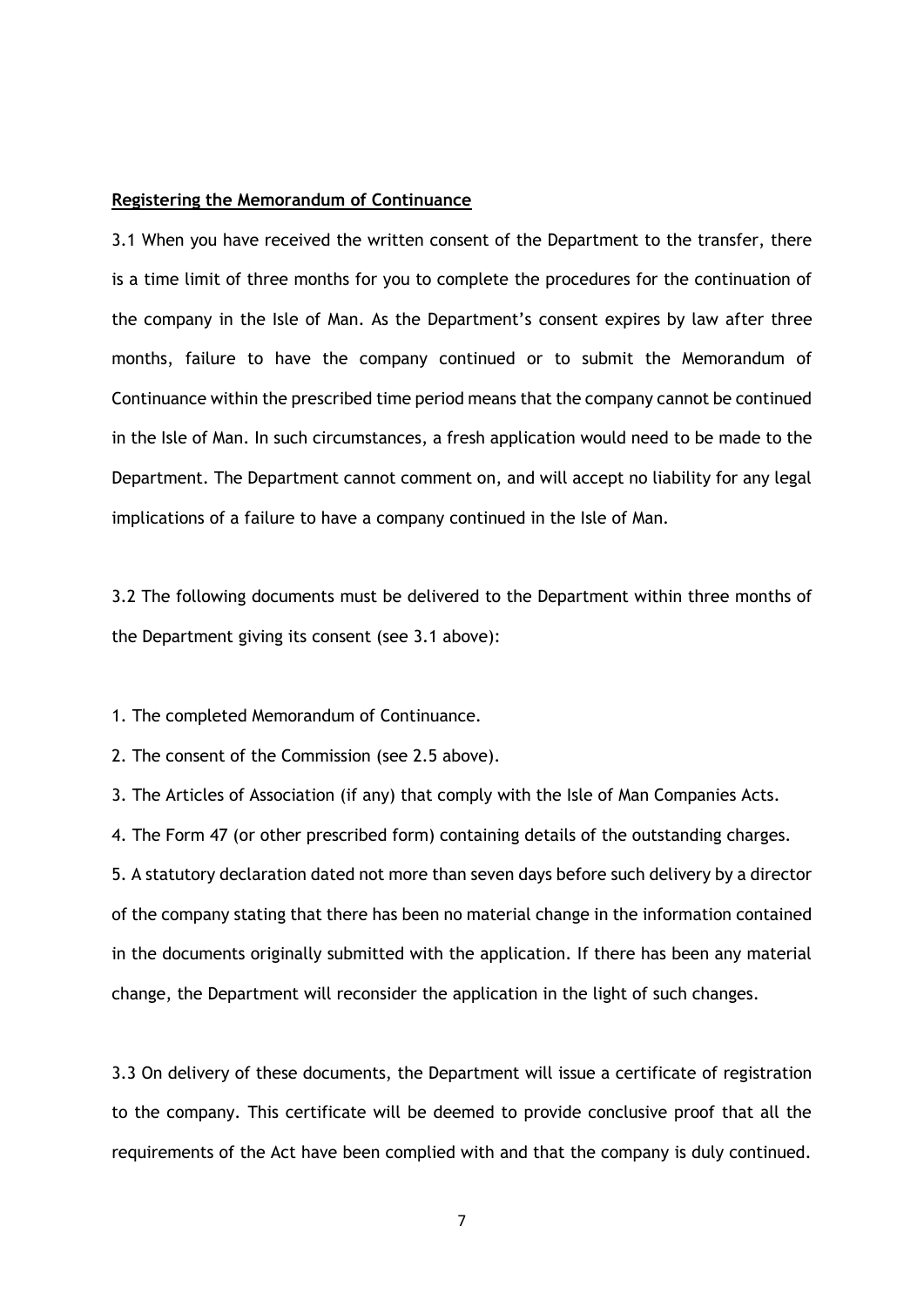**Registering the Memorandum of Continuance**

3.1 When you have received the written consent of the Department to the transfer, there is a time limit of three months for you to complete the procedures for the continuation of the company in the Isle of Man. As the Department's consent expires by law after three months, failure to have the company continued or to submit the Memorandum of Continuance within the prescribed time period means that the company cannot be continued in the Isle of Man. In such circumstances, a fresh application would need to be made to the Department. The Department cannot comment on, and will accept no liability for any legal implications of a failure to have a company continued in the Isle of Man.

3.2 The following documents must be delivered to the Department within three months of the Department giving its consent (see 3.1 above):

1. The completed Memorandum of Continuance.
2. The consent of the Commission (see 2.5 above).
3. The Articles of Association (if any) that comply with the Isle of Man Companies Acts.
4. The Form 47 (or other prescribed form) containing details of the outstanding charges.
5. A statutory declaration dated not more than seven days before such delivery by a director of the company stating that there has been no material change in the information contained in the documents originally submitted with the application. If there has been any material change, the Department will reconsider the application in the light of such changes.

3.3 On delivery of these documents, the Department will issue a certificate of registration to the company. This certificate will be deemed to provide conclusive proof that all the requirements of the Act have been complied with and that the company is duly continued.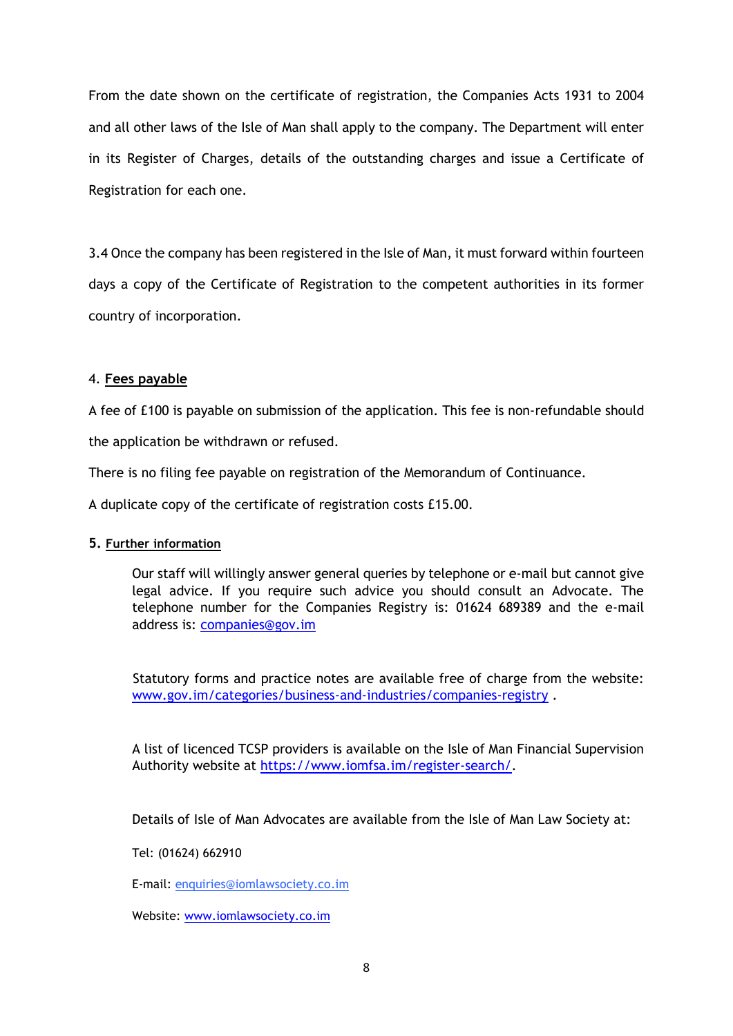From the date shown on the certificate of registration, the Companies Acts 1931 to 2004 and all other laws of the Isle of Man shall apply to the company. The Department will enter in its Register of Charges, details of the outstanding charges and issue a Certificate of Registration for each one.

3.4 Once the company has been registered in the Isle of Man, it must forward within fourteen days a copy of the Certificate of Registration to the competent authorities in its former country of incorporation.

## 4. <u>Fees payable</u>

A fee of £100 is payable on submission of the application. This fee is non-refundable should the application be withdrawn or refused.

There is no filing fee payable on registration of the Memorandum of Continuance.

A duplicate copy of the certificate of registration costs £15.00.

## 5. <u>Further information</u>

Our staff will willingly answer general queries by telephone or e-mail but cannot give legal advice. If you require such advice you should consult an Advocate. The telephone number for the Companies Registry is: 01624 689389 and the e-mail address is: companies@gov.im

Statutory forms and practice notes are available free of charge from the website: www.gov.im/categories/business-and-industries/companies-registry .

A list of licenced TCSP providers is available on the Isle of Man Financial Supervision Authority website at https://www.iomfsa.im/register-search/.

Details of Isle of Man Advocates are available from the Isle of Man Law Society at:

Tel: (01624) 662910

E-mail: enquiries@iomlawsociety.co.im

Website: www.iomlawsociety.co.im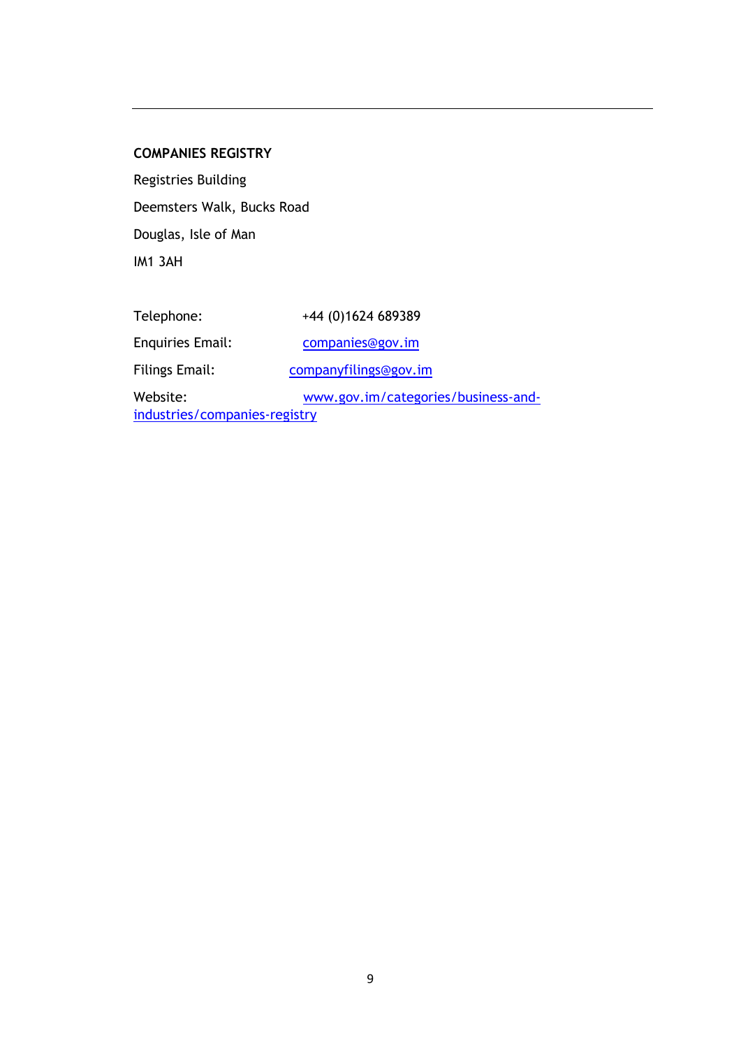---

**COMPANIES REGISTRY**

Registries Building

Deemsters Walk, Bucks Road

Douglas, Isle of Man

IM1 3AH

Telephone: +44 (0)1624 689389

Enquiries Email: companies@gov.im

Filings Email: companyfilings@gov.im

Website: www.gov.im/categories/business-and-industries/companies-registry